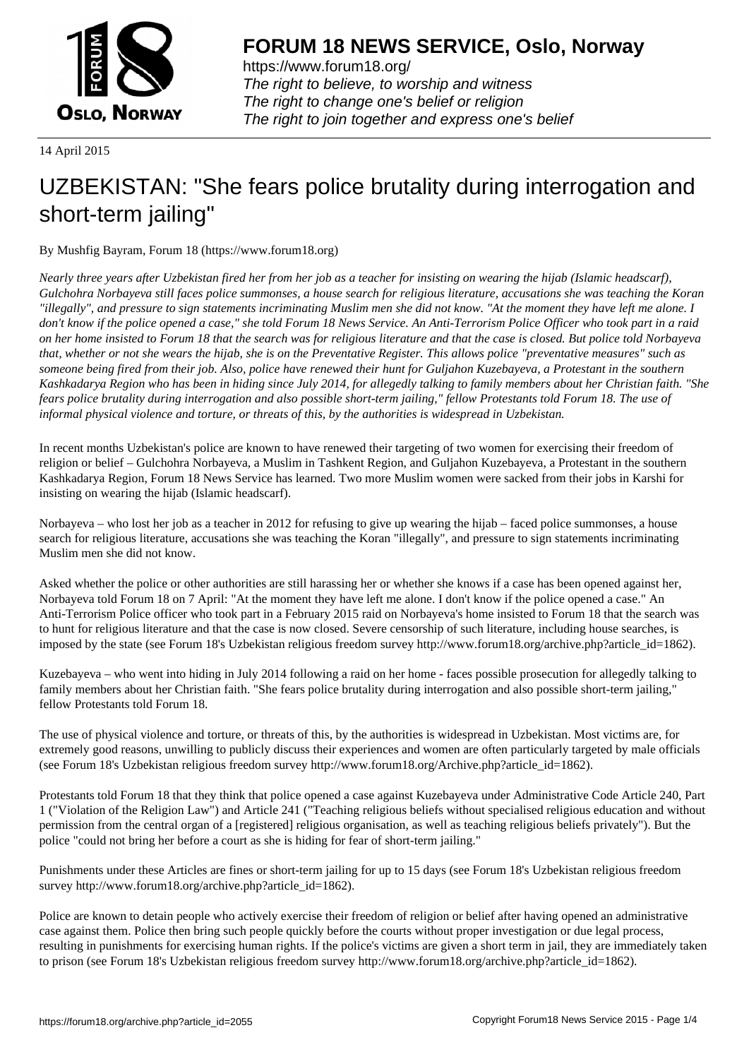# FORUM 18 NEWS SERVICE, Oslo, Norway

https://www.forum18.org/
*The right to believe, to worship and witness*
*The right to change one's belief or religion*
*The right to join together and express one's belief*

14 April 2015

# UZBEKISTAN: "She fears police brutality during interrogation and short-term jailing"

By Mushfig Bayram, Forum 18 (https://www.forum18.org)

*Nearly three years after Uzbekistan fired her from her job as a teacher for insisting on wearing the hijab (Islamic headscarf), Gulchohra Norbayeva still faces police summonses, a house search for religious literature, accusations she was teaching the Koran "illegally", and pressure to sign statements incriminating Muslim men she did not know. "At the moment they have left me alone. I don't know if the police opened a case," she told Forum 18 News Service. An Anti-Terrorism Police Officer who took part in a raid on her home insisted to Forum 18 that the search was for religious literature and that the case is closed. But police told Norbayeva that, whether or not she wears the hijab, she is on the Preventative Register. This allows police "preventative measures" such as someone being fired from their job. Also, police have renewed their hunt for Guljahon Kuzebayeva, a Protestant in the southern Kashkadarya Region who has been in hiding since July 2014, for allegedly talking to family members about her Christian faith. "She fears police brutality during interrogation and also possible short-term jailing," fellow Protestants told Forum 18. The use of informal physical violence and torture, or threats of this, by the authorities is widespread in Uzbekistan.*

In recent months Uzbekistan's police are known to have renewed their targeting of two women for exercising their freedom of religion or belief – Gulchohra Norbayeva, a Muslim in Tashkent Region, and Guljahon Kuzebayeva, a Protestant in the southern Kashkadarya Region, Forum 18 News Service has learned. Two more Muslim women were sacked from their jobs in Karshi for insisting on wearing the hijab (Islamic headscarf).

Norbayeva – who lost her job as a teacher in 2012 for refusing to give up wearing the hijab – faced police summonses, a house search for religious literature, accusations she was teaching the Koran "illegally", and pressure to sign statements incriminating Muslim men she did not know.

Asked whether the police or other authorities are still harassing her or whether she knows if a case has been opened against her, Norbayeva told Forum 18 on 7 April: "At the moment they have left me alone. I don't know if the police opened a case." An Anti-Terrorism Police officer who took part in a February 2015 raid on Norbayeva's home insisted to Forum 18 that the search was to hunt for religious literature and that the case is now closed. Severe censorship of such literature, including house searches, is imposed by the state (see Forum 18's Uzbekistan religious freedom survey http://www.forum18.org/archive.php?article_id=1862).

Kuzebayeva – who went into hiding in July 2014 following a raid on her home - faces possible prosecution for allegedly talking to family members about her Christian faith. "She fears police brutality during interrogation and also possible short-term jailing," fellow Protestants told Forum 18.

The use of physical violence and torture, or threats of this, by the authorities is widespread in Uzbekistan. Most victims are, for extremely good reasons, unwilling to publicly discuss their experiences and women are often particularly targeted by male officials (see Forum 18's Uzbekistan religious freedom survey http://www.forum18.org/Archive.php?article_id=1862).

Protestants told Forum 18 that they think that police opened a case against Kuzebayeva under Administrative Code Article 240, Part 1 ("Violation of the Religion Law") and Article 241 ("Teaching religious beliefs without specialised religious education and without permission from the central organ of a [registered] religious organisation, as well as teaching religious beliefs privately"). But the police "could not bring her before a court as she is hiding for fear of short-term jailing."

Punishments under these Articles are fines or short-term jailing for up to 15 days (see Forum 18's Uzbekistan religious freedom survey http://www.forum18.org/archive.php?article_id=1862).

Police are known to detain people who actively exercise their freedom of religion or belief after having opened an administrative case against them. Police then bring such people quickly before the courts without proper investigation or due legal process, resulting in punishments for exercising human rights. If the police's victims are given a short term in jail, they are immediately taken to prison (see Forum 18's Uzbekistan religious freedom survey http://www.forum18.org/archive.php?article_id=1862).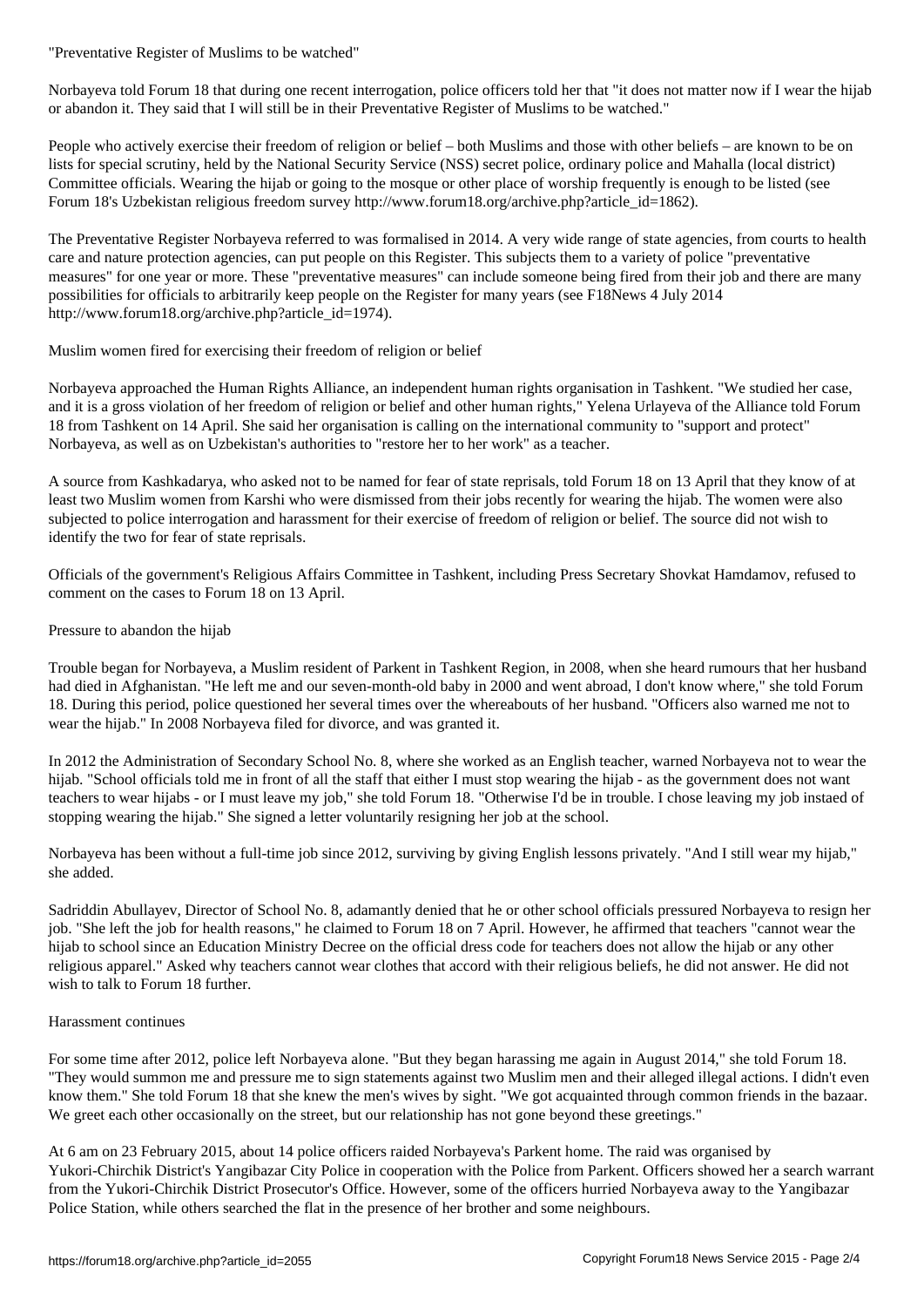"Preventative Register of Muslims to be watched"

Norbayeva told Forum 18 that during one recent interrogation, police officers told her that "it does not matter now if I wear the hijab or abandon it. They said that I will still be in their Preventative Register of Muslims to be watched."

People who actively exercise their freedom of religion or belief – both Muslims and those with other beliefs – are known to be on lists for special scrutiny, held by the National Security Service (NSS) secret police, ordinary police and Mahalla (local district) Committee officials. Wearing the hijab or going to the mosque or other place of worship frequently is enough to be listed (see Forum 18's Uzbekistan religious freedom survey http://www.forum18.org/archive.php?article_id=1862).

The Preventative Register Norbayeva referred to was formalised in 2014. A very wide range of state agencies, from courts to health care and nature protection agencies, can put people on this Register. This subjects them to a variety of police "preventative measures" for one year or more. These "preventative measures" can include someone being fired from their job and there are many possibilities for officials to arbitrarily keep people on the Register for many years (see F18News 4 July 2014 http://www.forum18.org/archive.php?article_id=1974).

Muslim women fired for exercising their freedom of religion or belief

Norbayeva approached the Human Rights Alliance, an independent human rights organisation in Tashkent. "We studied her case, and it is a gross violation of her freedom of religion or belief and other human rights," Yelena Urlayeva of the Alliance told Forum 18 from Tashkent on 14 April. She said her organisation is calling on the international community to "support and protect" Norbayeva, as well as on Uzbekistan's authorities to "restore her to her work" as a teacher.

A source from Kashkadarya, who asked not to be named for fear of state reprisals, told Forum 18 on 13 April that they know of at least two Muslim women from Karshi who were dismissed from their jobs recently for wearing the hijab. The women were also subjected to police interrogation and harassment for their exercise of freedom of religion or belief. The source did not wish to identify the two for fear of state reprisals.

Officials of the government's Religious Affairs Committee in Tashkent, including Press Secretary Shovkat Hamdamov, refused to comment on the cases to Forum 18 on 13 April.

Pressure to abandon the hijab

Trouble began for Norbayeva, a Muslim resident of Parkent in Tashkent Region, in 2008, when she heard rumours that her husband had died in Afghanistan. "He left me and our seven-month-old baby in 2000 and went abroad, I don't know where," she told Forum 18. During this period, police questioned her several times over the whereabouts of her husband. "Officers also warned me not to wear the hijab." In 2008 Norbayeva filed for divorce, and was granted it.

In 2012 the Administration of Secondary School No. 8, where she worked as an English teacher, warned Norbayeva not to wear the hijab. "School officials told me in front of all the staff that either I must stop wearing the hijab - as the government does not want teachers to wear hijabs - or I must leave my job," she told Forum 18. "Otherwise I'd be in trouble. I chose leaving my job instaed of stopping wearing the hijab." She signed a letter voluntarily resigning her job at the school.

Norbayeva has been without a full-time job since 2012, surviving by giving English lessons privately. "And I still wear my hijab," she added.

Sadriddin Abullayev, Director of School No. 8, adamantly denied that he or other school officials pressured Norbayeva to resign her job. "She left the job for health reasons," he claimed to Forum 18 on 7 April. However, he affirmed that teachers "cannot wear the hijab to school since an Education Ministry Decree on the official dress code for teachers does not allow the hijab or any other religious apparel." Asked why teachers cannot wear clothes that accord with their religious beliefs, he did not answer. He did not wish to talk to Forum 18 further.

Harassment continues

For some time after 2012, police left Norbayeva alone. "But they began harassing me again in August 2014," she told Forum 18. "They would summon me and pressure me to sign statements against two Muslim men and their alleged illegal actions. I didn't even know them." She told Forum 18 that she knew the men's wives by sight. "We got acquainted through common friends in the bazaar. We greet each other occasionally on the street, but our relationship has not gone beyond these greetings."

At 6 am on 23 February 2015, about 14 police officers raided Norbayeva's Parkent home. The raid was organised by Yukori-Chirchik District's Yangibazar City Police in cooperation with the Police from Parkent. Officers showed her a search warrant from the Yukori-Chirchik District Prosecutor's Office. However, some of the officers hurried Norbayeva away to the Yangibazar Police Station, while others searched the flat in the presence of her brother and some neighbours.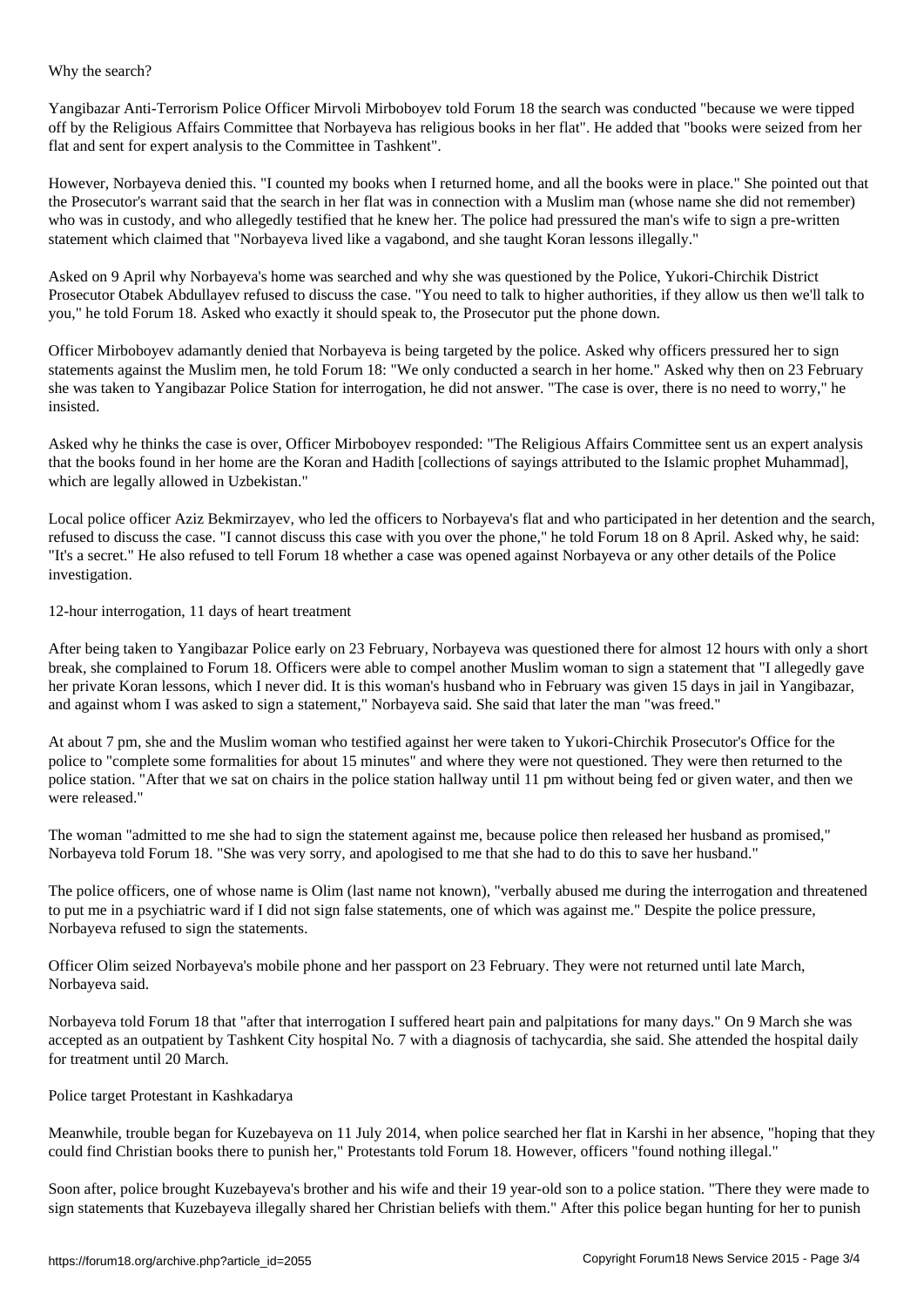## Why the search?

Yangibazar Anti-Terrorism Police Officer Mirvoli Mirboboyev told Forum 18 the search was conducted "because we were tipped off by the Religious Affairs Committee that Norbayeva has religious books in her flat". He added that "books were seized from her flat and sent for expert analysis to the Committee in Tashkent".

However, Norbayeva denied this. "I counted my books when I returned home, and all the books were in place." She pointed out that the Prosecutor's warrant said that the search in her flat was in connection with a Muslim man (whose name she did not remember) who was in custody, and who allegedly testified that he knew her. The police had pressured the man's wife to sign a pre-written statement which claimed that "Norbayeva lived like a vagabond, and she taught Koran lessons illegally."

Asked on 9 April why Norbayeva's home was searched and why she was questioned by the Police, Yukori-Chirchik District Prosecutor Otabek Abdullayev refused to discuss the case. "You need to talk to higher authorities, if they allow us then we'll talk to you," he told Forum 18. Asked who exactly it should speak to, the Prosecutor put the phone down.

Officer Mirboboyev adamantly denied that Norbayeva is being targeted by the police. Asked why officers pressured her to sign statements against the Muslim men, he told Forum 18: "We only conducted a search in her home." Asked why then on 23 February she was taken to Yangibazar Police Station for interrogation, he did not answer. "The case is over, there is no need to worry," he insisted.

Asked why he thinks the case is over, Officer Mirboboyev responded: "The Religious Affairs Committee sent us an expert analysis that the books found in her home are the Koran and Hadith [collections of sayings attributed to the Islamic prophet Muhammad], which are legally allowed in Uzbekistan."

Local police officer Aziz Bekmirzayev, who led the officers to Norbayeva's flat and who participated in her detention and the search, refused to discuss the case. "I cannot discuss this case with you over the phone," he told Forum 18 on 8 April. Asked why, he said: "It's a secret." He also refused to tell Forum 18 whether a case was opened against Norbayeva or any other details of the Police investigation.

## 12-hour interrogation, 11 days of heart treatment

After being taken to Yangibazar Police early on 23 February, Norbayeva was questioned there for almost 12 hours with only a short break, she complained to Forum 18. Officers were able to compel another Muslim woman to sign a statement that "I allegedly gave her private Koran lessons, which I never did. It is this woman's husband who in February was given 15 days in jail in Yangibazar, and against whom I was asked to sign a statement," Norbayeva said. She said that later the man "was freed."

At about 7 pm, she and the Muslim woman who testified against her were taken to Yukori-Chirchik Prosecutor's Office for the police to "complete some formalities for about 15 minutes" and where they were not questioned. They were then returned to the police station. "After that we sat on chairs in the police station hallway until 11 pm without being fed or given water, and then we were released."

The woman "admitted to me she had to sign the statement against me, because police then released her husband as promised," Norbayeva told Forum 18. "She was very sorry, and apologised to me that she had to do this to save her husband."

The police officers, one of whose name is Olim (last name not known), "verbally abused me during the interrogation and threatened to put me in a psychiatric ward if I did not sign false statements, one of which was against me." Despite the police pressure, Norbayeva refused to sign the statements.

Officer Olim seized Norbayeva's mobile phone and her passport on 23 February. They were not returned until late March, Norbayeva said.

Norbayeva told Forum 18 that "after that interrogation I suffered heart pain and palpitations for many days." On 9 March she was accepted as an outpatient by Tashkent City hospital No. 7 with a diagnosis of tachycardia, she said. She attended the hospital daily for treatment until 20 March.

## Police target Protestant in Kashkadarya

Meanwhile, trouble began for Kuzebayeva on 11 July 2014, when police searched her flat in Karshi in her absence, "hoping that they could find Christian books there to punish her," Protestants told Forum 18. However, officers "found nothing illegal."

Soon after, police brought Kuzebayeva's brother and his wife and their 19 year-old son to a police station. "There they were made to sign statements that Kuzebayeva illegally shared her Christian beliefs with them." After this police began hunting for her to punish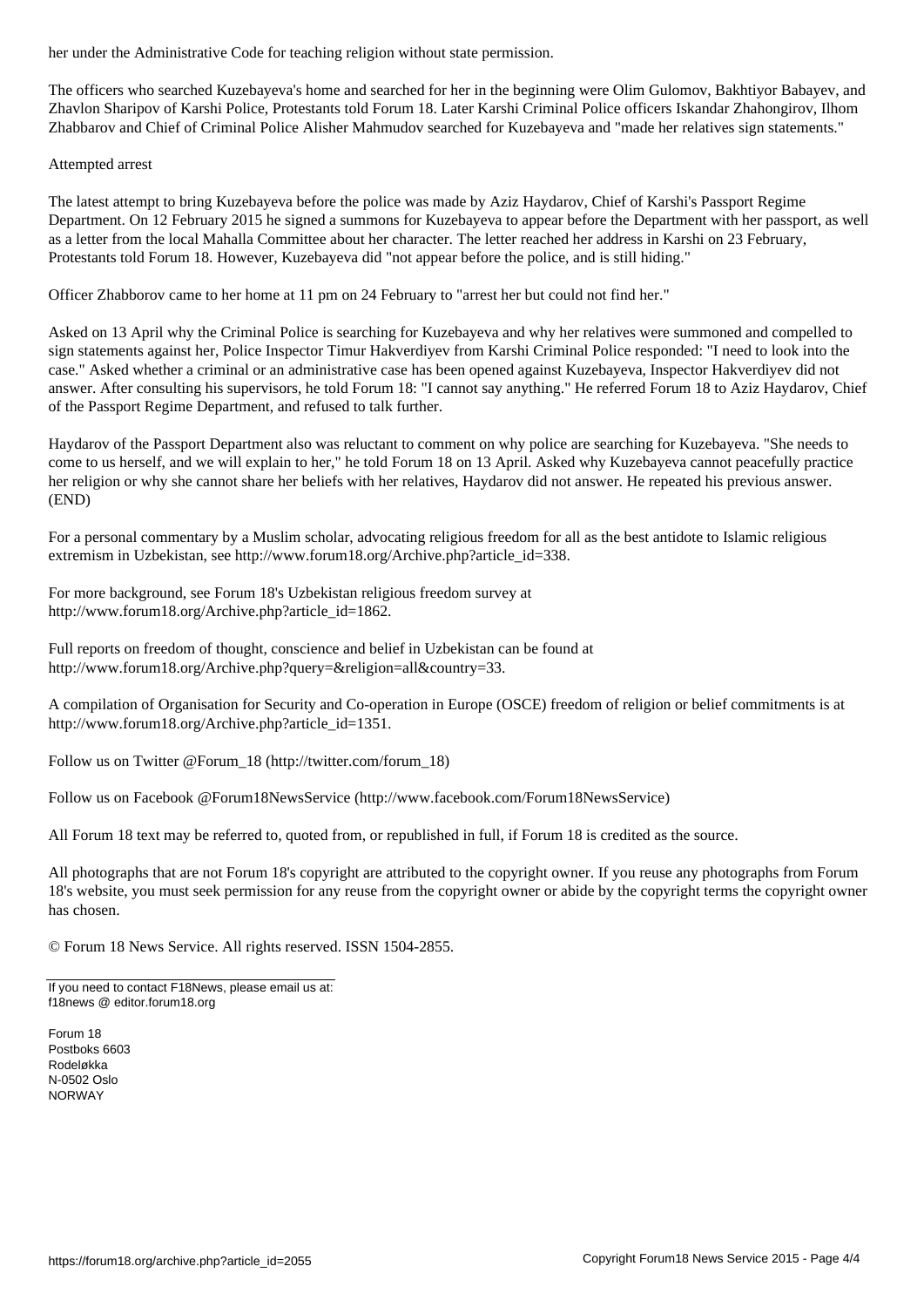her under the Administrative Code for teaching religion without state permission.

The officers who searched Kuzebayeva's home and searched for her in the beginning were Olim Gulomov, Bakhtiyor Babayev, and Zhavlon Sharipov of Karshi Police, Protestants told Forum 18. Later Karshi Criminal Police officers Iskandar Zhahongirov, Ilhom Zhabbarov and Chief of Criminal Police Alisher Mahmudov searched for Kuzebayeva and "made her relatives sign statements."

## Attempted arrest

The latest attempt to bring Kuzebayeva before the police was made by Aziz Haydarov, Chief of Karshi's Passport Regime Department. On 12 February 2015 he signed a summons for Kuzebayeva to appear before the Department with her passport, as well as a letter from the local Mahalla Committee about her character. The letter reached her address in Karshi on 23 February, Protestants told Forum 18. However, Kuzebayeva did "not appear before the police, and is still hiding."

Officer Zhabborov came to her home at 11 pm on 24 February to "arrest her but could not find her."

Asked on 13 April why the Criminal Police is searching for Kuzebayeva and why her relatives were summoned and compelled to sign statements against her, Police Inspector Timur Hakverdiyev from Karshi Criminal Police responded: "I need to look into the case." Asked whether a criminal or an administrative case has been opened against Kuzebayeva, Inspector Hakverdiyev did not answer. After consulting his supervisors, he told Forum 18: "I cannot say anything." He referred Forum 18 to Aziz Haydarov, Chief of the Passport Regime Department, and refused to talk further.

Haydarov of the Passport Department also was reluctant to comment on why police are searching for Kuzebayeva. "She needs to come to us herself, and we will explain to her," he told Forum 18 on 13 April. Asked why Kuzebayeva cannot peacefully practice her religion or why she cannot share her beliefs with her relatives, Haydarov did not answer. He repeated his previous answer. (END)

For a personal commentary by a Muslim scholar, advocating religious freedom for all as the best antidote to Islamic religious extremism in Uzbekistan, see http://www.forum18.org/Archive.php?article_id=338.

For more background, see Forum 18's Uzbekistan religious freedom survey at http://www.forum18.org/Archive.php?article_id=1862.

Full reports on freedom of thought, conscience and belief in Uzbekistan can be found at http://www.forum18.org/Archive.php?query=&religion=all&country=33.

A compilation of Organisation for Security and Co-operation in Europe (OSCE) freedom of religion or belief commitments is at http://www.forum18.org/Archive.php?article_id=1351.

Follow us on Twitter @Forum_18 (http://twitter.com/forum_18)

Follow us on Facebook @Forum18NewsService (http://www.facebook.com/Forum18NewsService)

All Forum 18 text may be referred to, quoted from, or republished in full, if Forum 18 is credited as the source.

All photographs that are not Forum 18's copyright are attributed to the copyright owner. If you reuse any photographs from Forum 18's website, you must seek permission for any reuse from the copyright owner or abide by the copyright terms the copyright owner has chosen.

© Forum 18 News Service. All rights reserved. ISSN 1504-2855.

---

If you need to contact F18News, please email us at:
f18news @ editor.forum18.org

Forum 18
Postboks 6603
Rodeløkka
N-0502 Oslo
NORWAY